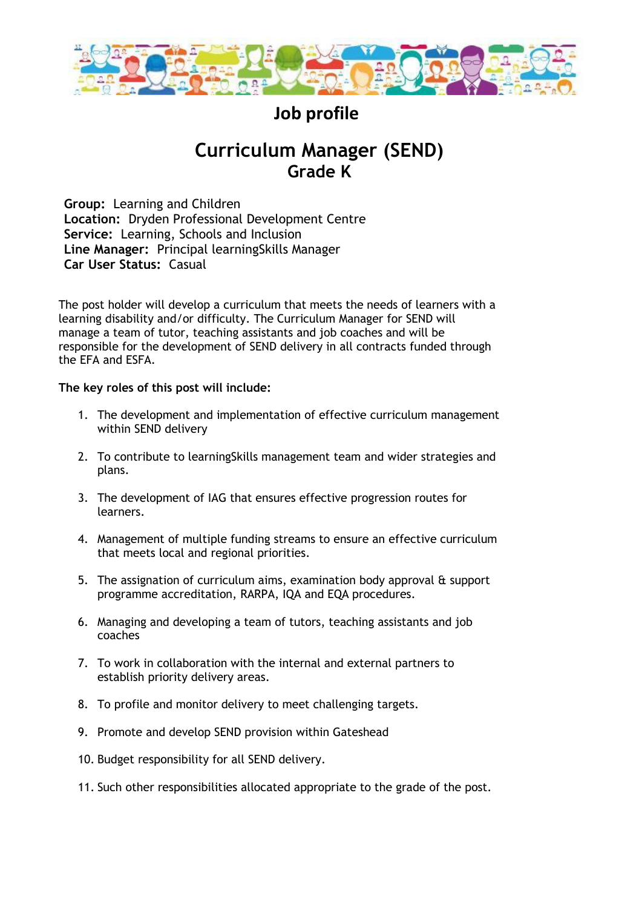# Job profile

## Curriculum Manager (SEND)
### Grade K

**Group:** Learning and Children
**Location:** Dryden Professional Development Centre
**Service:** Learning, Schools and Inclusion
**Line Manager:** Principal learningSkills Manager
**Car User Status:** Casual

The post holder will develop a curriculum that meets the needs of learners with a learning disability and/or difficulty. The Curriculum Manager for SEND will manage a team of tutor, teaching assistants and job coaches and will be responsible for the development of SEND delivery in all contracts funded through the EFA and ESFA.

**The key roles of this post will include:**

1. The development and implementation of effective curriculum management within SEND delivery
2. To contribute to learningSkills management team and wider strategies and plans.
3. The development of IAG that ensures effective progression routes for learners.
4. Management of multiple funding streams to ensure an effective curriculum that meets local and regional priorities.
5. The assignation of curriculum aims, examination body approval & support programme accreditation, RARPA, IQA and EQA procedures.
6. Managing and developing a team of tutors, teaching assistants and job coaches
7. To work in collaboration with the internal and external partners to establish priority delivery areas.
8. To profile and monitor delivery to meet challenging targets.
9. Promote and develop SEND provision within Gateshead
10. Budget responsibility for all SEND delivery.
11. Such other responsibilities allocated appropriate to the grade of the post.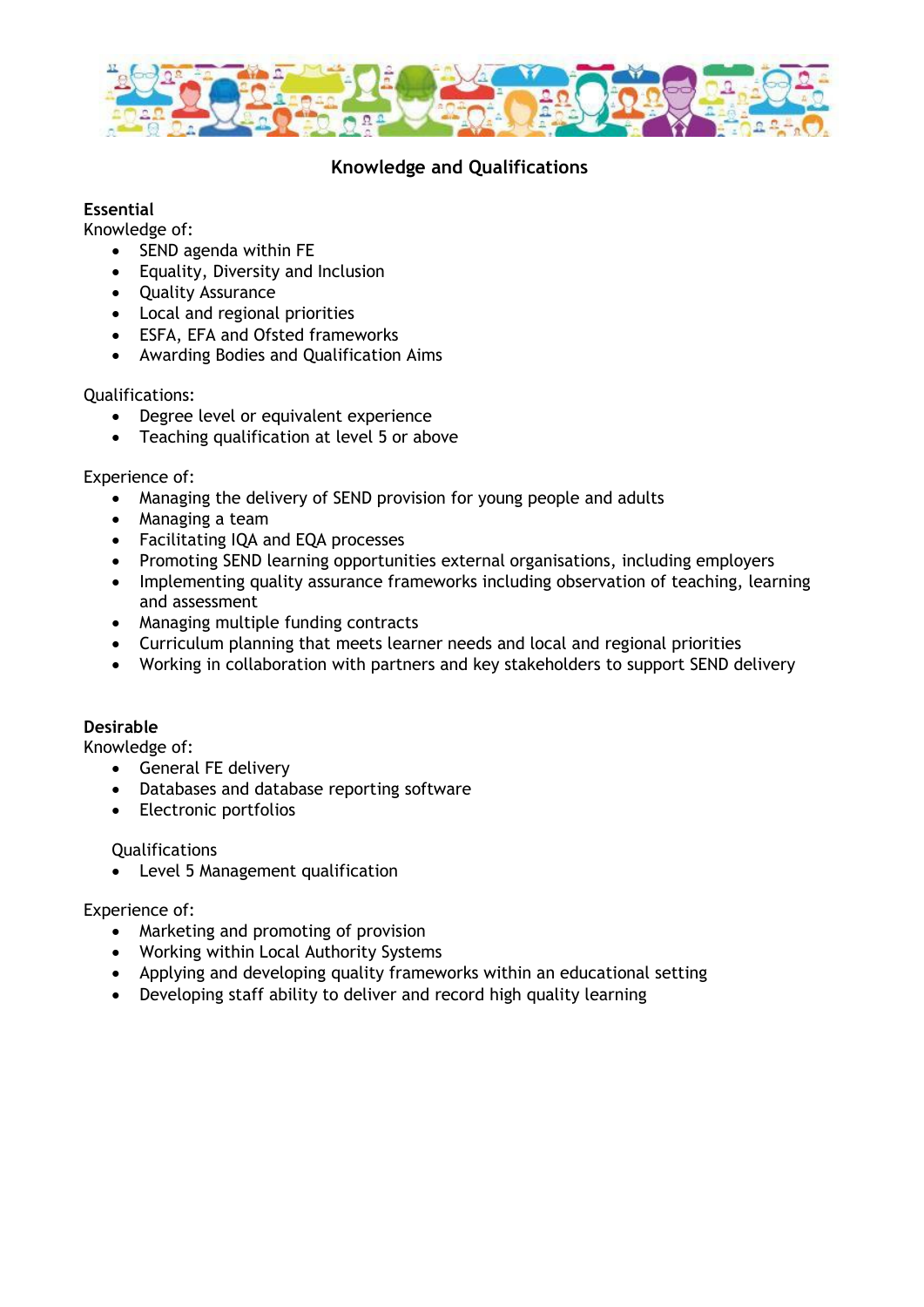## Knowledge and Qualifications

**Essential**

Knowledge of:

- SEND agenda within FE
- Equality, Diversity and Inclusion
- Quality Assurance
- Local and regional priorities
- ESFA, EFA and Ofsted frameworks
- Awarding Bodies and Qualification Aims

Qualifications:

- Degree level or equivalent experience
- Teaching qualification at level 5 or above

Experience of:

- Managing the delivery of SEND provision for young people and adults
- Managing a team
- Facilitating IQA and EQA processes
- Promoting SEND learning opportunities external organisations, including employers
- Implementing quality assurance frameworks including observation of teaching, learning and assessment
- Managing multiple funding contracts
- Curriculum planning that meets learner needs and local and regional priorities
- Working in collaboration with partners and key stakeholders to support SEND delivery

**Desirable**

Knowledge of:

- General FE delivery
- Databases and database reporting software
- Electronic portfolios

Qualifications

- Level 5 Management qualification

Experience of:

- Marketing and promoting of provision
- Working within Local Authority Systems
- Applying and developing quality frameworks within an educational setting
- Developing staff ability to deliver and record high quality learning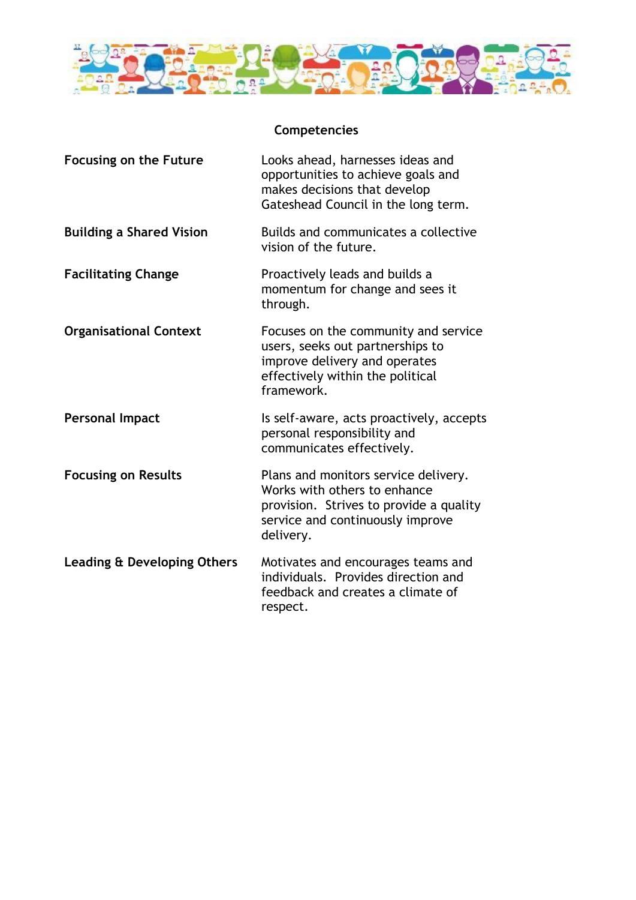## Competencies

| | |
|---|---|
| **Focusing on the Future** | Looks ahead, harnesses ideas and opportunities to achieve goals and makes decisions that develop Gateshead Council in the long term. |
| **Building a Shared Vision** | Builds and communicates a collective vision of the future. |
| **Facilitating Change** | Proactively leads and builds a momentum for change and sees it through. |
| **Organisational Context** | Focuses on the community and service users, seeks out partnerships to improve delivery and operates effectively within the political framework. |
| **Personal Impact** | Is self-aware, acts proactively, accepts personal responsibility and communicates effectively. |
| **Focusing on Results** | Plans and monitors service delivery. Works with others to enhance provision. Strives to provide a quality service and continuously improve delivery. |
| **Leading & Developing Others** | Motivates and encourages teams and individuals. Provides direction and feedback and creates a climate of respect. |